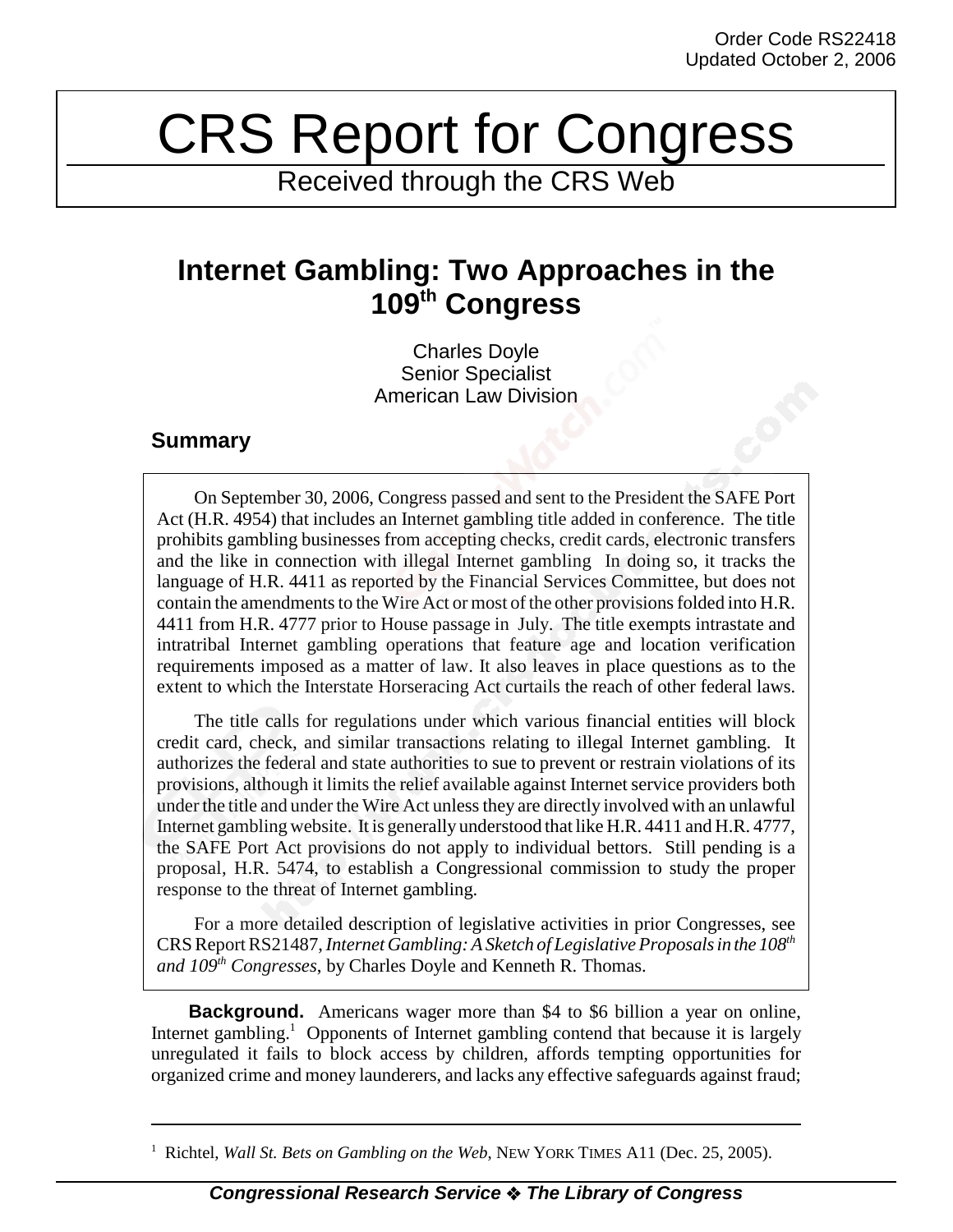Order Code RS22418
Updated October 2, 2006

# CRS Report for Congress

Received through the CRS Web

## Internet Gambling: Two Approaches in the 109th Congress

Charles Doyle
Senior Specialist
American Law Division

### Summary

On September 30, 2006, Congress passed and sent to the President the SAFE Port Act (H.R. 4954) that includes an Internet gambling title added in conference. The title prohibits gambling businesses from accepting checks, credit cards, electronic transfers and the like in connection with illegal Internet gambling In doing so, it tracks the language of H.R. 4411 as reported by the Financial Services Committee, but does not contain the amendments to the Wire Act or most of the other provisions folded into H.R. 4411 from H.R. 4777 prior to House passage in July. The title exempts intrastate and intratribal Internet gambling operations that feature age and location verification requirements imposed as a matter of law. It also leaves in place questions as to the extent to which the Interstate Horseracing Act curtails the reach of other federal laws.

The title calls for regulations under which various financial entities will block credit card, check, and similar transactions relating to illegal Internet gambling. It authorizes the federal and state authorities to sue to prevent or restrain violations of its provisions, although it limits the relief available against Internet service providers both under the title and under the Wire Act unless they are directly involved with an unlawful Internet gambling website. It is generally understood that like H.R. 4411 and H.R. 4777, the SAFE Port Act provisions do not apply to individual bettors. Still pending is a proposal, H.R. 5474, to establish a Congressional commission to study the proper response to the threat of Internet gambling.

For a more detailed description of legislative activities in prior Congresses, see CRS Report RS21487, *Internet Gambling: A Sketch of Legislative Proposals in the 108th and 109th Congresses*, by Charles Doyle and Kenneth R. Thomas.

**Background.** Americans wager more than $4 to $6 billion a year on online, Internet gambling.[1] Opponents of Internet gambling contend that because it is largely unregulated it fails to block access by children, affords tempting opportunities for organized crime and money launderers, and lacks any effective safeguards against fraud;

---

[1] Richtel, *Wall St. Bets on Gambling on the Web*, NEW YORK TIMES A11 (Dec. 25, 2005).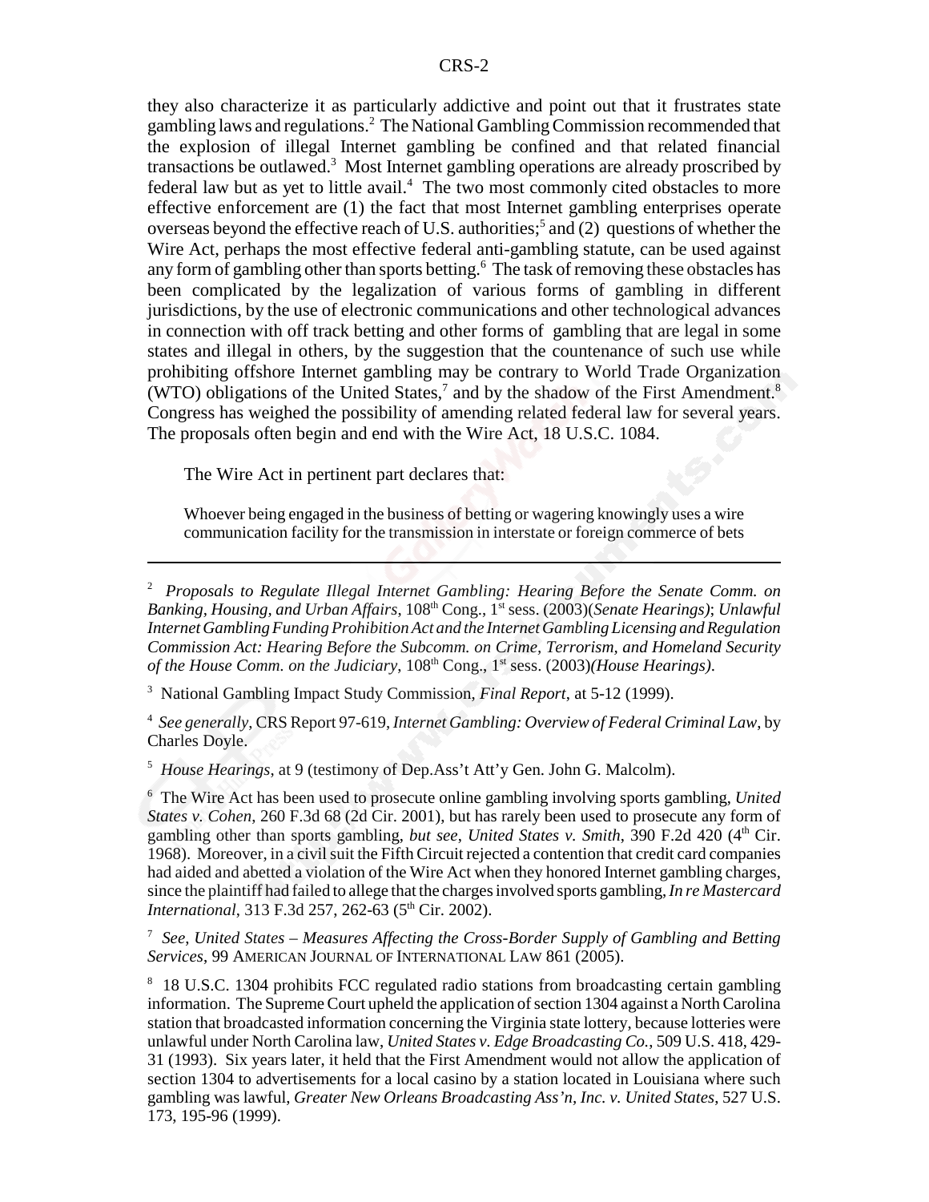they also characterize it as particularly addictive and point out that it frustrates state gambling laws and regulations.[2] The National Gambling Commission recommended that the explosion of illegal Internet gambling be confined and that related financial transactions be outlawed.[3] Most Internet gambling operations are already proscribed by federal law but as yet to little avail.[4] The two most commonly cited obstacles to more effective enforcement are (1) the fact that most Internet gambling enterprises operate overseas beyond the effective reach of U.S. authorities;[5] and (2) questions of whether the Wire Act, perhaps the most effective federal anti-gambling statute, can be used against any form of gambling other than sports betting.[6] The task of removing these obstacles has been complicated by the legalization of various forms of gambling in different jurisdictions, by the use of electronic communications and other technological advances in connection with off track betting and other forms of gambling that are legal in some states and illegal in others, by the suggestion that the countenance of such use while prohibiting offshore Internet gambling may be contrary to World Trade Organization (WTO) obligations of the United States,[7] and by the shadow of the First Amendment.[8] Congress has weighed the possibility of amending related federal law for several years. The proposals often begin and end with the Wire Act, 18 U.S.C. 1084.

The Wire Act in pertinent part declares that:

> Whoever being engaged in the business of betting or wagering knowingly uses a wire communication facility for the transmission in interstate or foreign commerce of bets

---

[2] *Proposals to Regulate Illegal Internet Gambling: Hearing Before the Senate Comm. on Banking, Housing, and Urban Affairs*, 108th Cong., 1st sess. (2003)(*Senate Hearings)*; *Unlawful Internet Gambling Funding Prohibition Act and the Internet Gambling Licensing and Regulation Commission Act: Hearing Before the Subcomm. on Crime, Terrorism, and Homeland Security of the House Comm. on the Judiciary*, 108th Cong., 1st sess. (2003)*(House Hearings)*.

[3] National Gambling Impact Study Commission, *Final Report*, at 5-12 (1999).

[4] *See generally*, CRS Report 97-619, *Internet Gambling: Overview of Federal Criminal Law*, by Charles Doyle.

[5] *House Hearings*, at 9 (testimony of Dep.Ass't Att'y Gen. John G. Malcolm).

[6] The Wire Act has been used to prosecute online gambling involving sports gambling, *United States v. Cohen*, 260 F.3d 68 (2d Cir. 2001), but has rarely been used to prosecute any form of gambling other than sports gambling, *but see*, *United States v. Smith*, 390 F.2d 420 (4th Cir. 1968). Moreover, in a civil suit the Fifth Circuit rejected a contention that credit card companies had aided and abetted a violation of the Wire Act when they honored Internet gambling charges, since the plaintiff had failed to allege that the charges involved sports gambling, *In re Mastercard International*, 313 F.3d 257, 262-63 (5th Cir. 2002).

[7] *See*, *United States – Measures Affecting the Cross-Border Supply of Gambling and Betting Services*, 99 AMERICAN JOURNAL OF INTERNATIONAL LAW 861 (2005).

[8] 18 U.S.C. 1304 prohibits FCC regulated radio stations from broadcasting certain gambling information. The Supreme Court upheld the application of section 1304 against a North Carolina station that broadcasted information concerning the Virginia state lottery, because lotteries were unlawful under North Carolina law, *United States v. Edge Broadcasting Co.*, 509 U.S. 418, 429-31 (1993). Six years later, it held that the First Amendment would not allow the application of section 1304 to advertisements for a local casino by a station located in Louisiana where such gambling was lawful, *Greater New Orleans Broadcasting Ass'n, Inc. v. United States*, 527 U.S. 173, 195-96 (1999).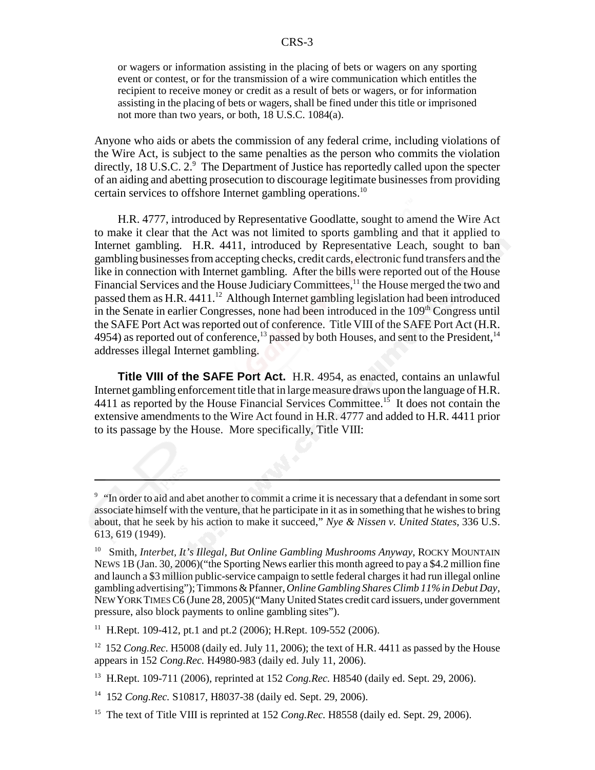> or wagers or information assisting in the placing of bets or wagers on any sporting event or contest, or for the transmission of a wire communication which entitles the recipient to receive money or credit as a result of bets or wagers, or for information assisting in the placing of bets or wagers, shall be fined under this title or imprisoned not more than two years, or both, 18 U.S.C. 1084(a).

Anyone who aids or abets the commission of any federal crime, including violations of the Wire Act, is subject to the same penalties as the person who commits the violation directly, 18 U.S.C. 2.[9] The Department of Justice has reportedly called upon the specter of an aiding and abetting prosecution to discourage legitimate businesses from providing certain services to offshore Internet gambling operations.[10]

H.R. 4777, introduced by Representative Goodlatte, sought to amend the Wire Act to make it clear that the Act was not limited to sports gambling and that it applied to Internet gambling. H.R. 4411, introduced by Representative Leach, sought to ban gambling businesses from accepting checks, credit cards, electronic fund transfers and the like in connection with Internet gambling. After the bills were reported out of the House Financial Services and the House Judiciary Committees,[11] the House merged the two and passed them as H.R. 4411.[12] Although Internet gambling legislation had been introduced in the Senate in earlier Congresses, none had been introduced in the 109th Congress until the SAFE Port Act was reported out of conference. Title VIII of the SAFE Port Act (H.R. 4954) as reported out of conference,[13] passed by both Houses, and sent to the President,[14] addresses illegal Internet gambling.

**Title VIII of the SAFE Port Act.** H.R. 4954, as enacted, contains an unlawful Internet gambling enforcement title that in large measure draws upon the language of H.R. 4411 as reported by the House Financial Services Committee.[15] It does not contain the extensive amendments to the Wire Act found in H.R. 4777 and added to H.R. 4411 prior to its passage by the House. More specifically, Title VIII:

---

[9] "In order to aid and abet another to commit a crime it is necessary that a defendant in some sort associate himself with the venture, that he participate in it as in something that he wishes to bring about, that he seek by his action to make it succeed," *Nye & Nissen v. United States*, 336 U.S. 613, 619 (1949).

[10] Smith, *Interbet, It's Illegal, But Online Gambling Mushrooms Anyway*, ROCKY MOUNTAIN NEWS 1B (Jan. 30, 2006)("the Sporting News earlier this month agreed to pay a $4.2 million fine and launch a $3 million public-service campaign to settle federal charges it had run illegal online gambling advertising"); Timmons & Pfanner, *Online Gambling Shares Climb 11% in Debut Day*, NEW YORK TIMES C6 (June 28, 2005)("Many United States credit card issuers, under government pressure, also block payments to online gambling sites").

[11] H.Rept. 109-412, pt.1 and pt.2 (2006); H.Rept. 109-552 (2006).

[12] 152 *Cong.Rec.* H5008 (daily ed. July 11, 2006); the text of H.R. 4411 as passed by the House appears in 152 *Cong.Rec.* H4980-983 (daily ed. July 11, 2006).

[13] H.Rept. 109-711 (2006), reprinted at 152 *Cong.Rec.* H8540 (daily ed. Sept. 29, 2006).

[14] 152 *Cong.Rec.* S10817, H8037-38 (daily ed. Sept. 29, 2006).

[15] The text of Title VIII is reprinted at 152 *Cong.Rec.* H8558 (daily ed. Sept. 29, 2006).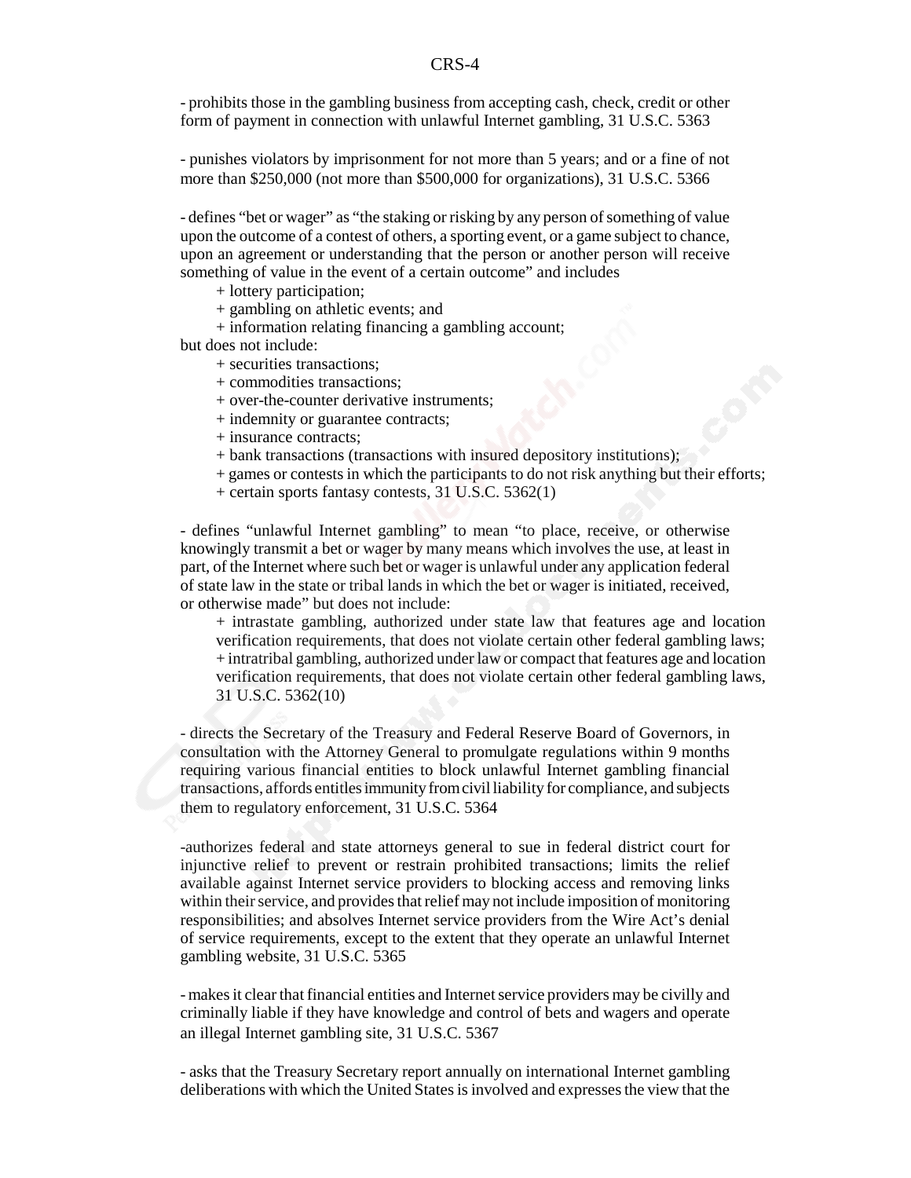- prohibits those in the gambling business from accepting cash, check, credit or other form of payment in connection with unlawful Internet gambling, 31 U.S.C. 5363

- punishes violators by imprisonment for not more than 5 years; and or a fine of not more than $250,000 (not more than $500,000 for organizations), 31 U.S.C. 5366

- defines "bet or wager" as "the staking or risking by any person of something of value upon the outcome of a contest of others, a sporting event, or a game subject to chance, upon an agreement or understanding that the person or another person will receive something of value in the event of a certain outcome" and includes
  + lottery participation;
  + gambling on athletic events; and
  + information relating financing a gambling account;

but does not include:
  + securities transactions;
  + commodities transactions;
  + over-the-counter derivative instruments;
  + indemnity or guarantee contracts;
  + insurance contracts;
  + bank transactions (transactions with insured depository institutions);
  + games or contests in which the participants to do not risk anything but their efforts;
  + certain sports fantasy contests, 31 U.S.C. 5362(1)

- defines "unlawful Internet gambling" to mean "to place, receive, or otherwise knowingly transmit a bet or wager by many means which involves the use, at least in part, of the Internet where such bet or wager is unlawful under any application federal of state law in the state or tribal lands in which the bet or wager is initiated, received, or otherwise made" but does not include:
  + intrastate gambling, authorized under state law that features age and location verification requirements, that does not violate certain other federal gambling laws;
  + intratribal gambling, authorized under law or compact that features age and location verification requirements, that does not violate certain other federal gambling laws, 31 U.S.C. 5362(10)

- directs the Secretary of the Treasury and Federal Reserve Board of Governors, in consultation with the Attorney General to promulgate regulations within 9 months requiring various financial entities to block unlawful Internet gambling financial transactions, affords entitles immunity from civil liability for compliance, and subjects them to regulatory enforcement, 31 U.S.C. 5364

-authorizes federal and state attorneys general to sue in federal district court for injunctive relief to prevent or restrain prohibited transactions; limits the relief available against Internet service providers to blocking access and removing links within their service, and provides that relief may not include imposition of monitoring responsibilities; and absolves Internet service providers from the Wire Act's denial of service requirements, except to the extent that they operate an unlawful Internet gambling website, 31 U.S.C. 5365

- makes it clear that financial entities and Internet service providers may be civilly and criminally liable if they have knowledge and control of bets and wagers and operate an illegal Internet gambling site, 31 U.S.C. 5367

- asks that the Treasury Secretary report annually on international Internet gambling deliberations with which the United States is involved and expresses the view that the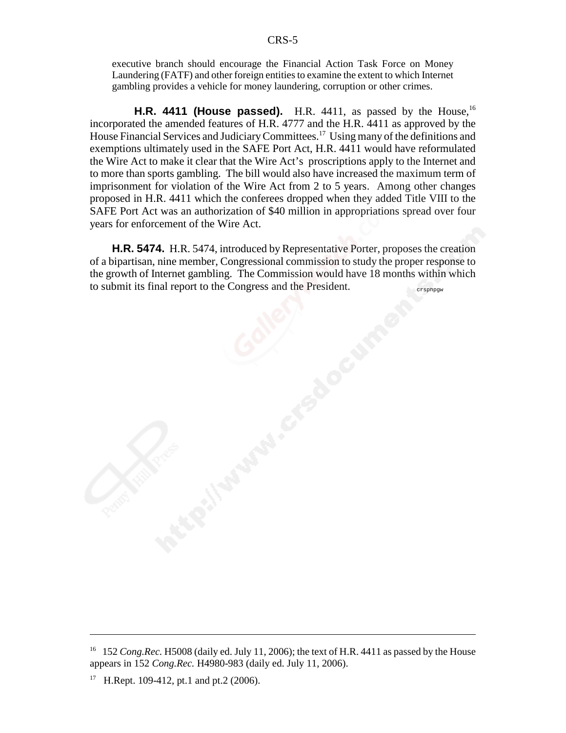executive branch should encourage the Financial Action Task Force on Money Laundering (FATF) and other foreign entities to examine the extent to which Internet gambling provides a vehicle for money laundering, corruption or other crimes.

**H.R. 4411 (House passed).** H.R. 4411, as passed by the House,[16] incorporated the amended features of H.R. 4777 and the H.R. 4411 as approved by the House Financial Services and Judiciary Committees.[17] Using many of the definitions and exemptions ultimately used in the SAFE Port Act, H.R. 4411 would have reformulated the Wire Act to make it clear that the Wire Act's proscriptions apply to the Internet and to more than sports gambling. The bill would also have increased the maximum term of imprisonment for violation of the Wire Act from 2 to 5 years. Among other changes proposed in H.R. 4411 which the conferees dropped when they added Title VIII to the SAFE Port Act was an authorization of $40 million in appropriations spread over four years for enforcement of the Wire Act.

**H.R. 5474.** H.R. 5474, introduced by Representative Porter, proposes the creation of a bipartisan, nine member, Congressional commission to study the proper response to the growth of Internet gambling. The Commission would have 18 months within which to submit its final report to the Congress and the President.

---

[16] 152 *Cong.Rec.* H5008 (daily ed. July 11, 2006); the text of H.R. 4411 as passed by the House appears in 152 *Cong.Rec.* H4980-983 (daily ed. July 11, 2006).

[17] H.Rept. 109-412, pt.1 and pt.2 (2006).